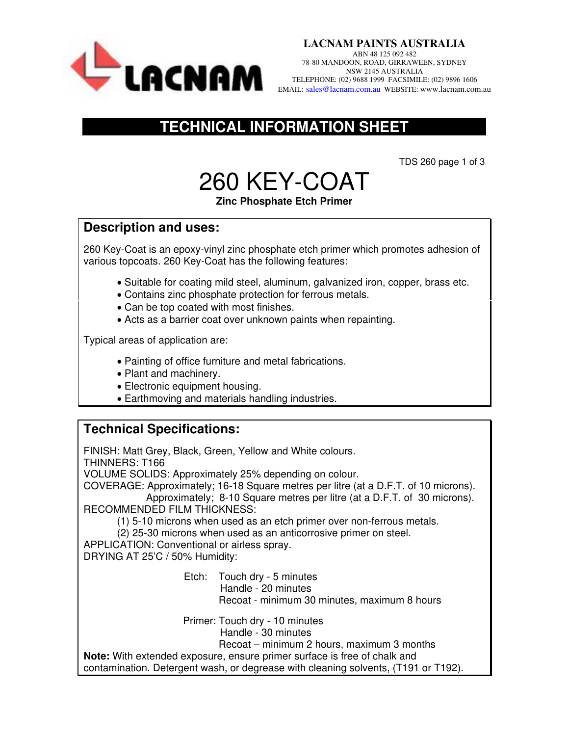**LACNAM PAINTS AUSTRALIA**
ABN 48 125 092 482
78-80 MANDOON, ROAD, GIRRAWEEN, SYDNEY
NSW 2145 AUSTRALIA
TELEPHONE: (02) 9688 1999 FACSIMILE: (02) 9896 1606
EMAIL: sales@lacnam.com.au WEBSITE: www.lacnam.com.au

# TECHNICAL INFORMATION SHEET

TDS 260 page 1 of 3

# 260 KEY-COAT

**Zinc Phosphate Etch Primer**

## Description and uses:

260 Key-Coat is an epoxy-vinyl zinc phosphate etch primer which promotes adhesion of various topcoats. 260 Key-Coat has the following features:

- Suitable for coating mild steel, aluminum, galvanized iron, copper, brass etc.
- Contains zinc phosphate protection for ferrous metals.
- Can be top coated with most finishes.
- Acts as a barrier coat over unknown paints when repainting.

Typical areas of application are:

- Painting of office furniture and metal fabrications.
- Plant and machinery.
- Electronic equipment housing.
- Earthmoving and materials handling industries.

## Technical Specifications:

FINISH: Matt Grey, Black, Green, Yellow and White colours.
THINNERS: T166
VOLUME SOLIDS: Approximately 25% depending on colour.
COVERAGE: Approximately; 16-18 Square metres per litre (at a D.F.T. of 10 microns).
Approximately; 8-10 Square metres per litre (at a D.F.T. of 30 microns).
RECOMMENDED FILM THICKNESS:
(1) 5-10 microns when used as an etch primer over non-ferrous metals.
(2) 25-30 microns when used as an anticorrosive primer on steel.
APPLICATION: Conventional or airless spray.
DRYING AT 25'C / 50% Humidity:

Etch: Touch dry - 5 minutes
Handle - 20 minutes
Recoat - minimum 30 minutes, maximum 8 hours

Primer: Touch dry - 10 minutes
Handle - 30 minutes
Recoat – minimum 2 hours, maximum 3 months

**Note:** With extended exposure, ensure primer surface is free of chalk and contamination. Detergent wash, or degrease with cleaning solvents, (T191 or T192).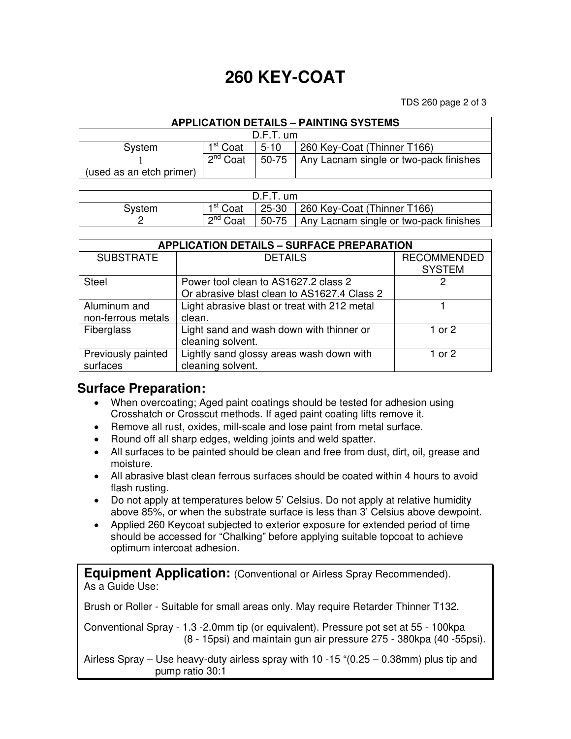# 260 KEY-COAT

| APPLICATION DETAILS – PAINTING SYSTEMS | | | |
|---|---|---|---|
| D.F.T. um | | | |
| System 1 (used as an etch primer) | 1st Coat | 5-10 | 260 Key-Coat (Thinner T166) |
| | 2nd Coat | 50-75 | Any Lacnam single or two-pack finishes |

| D.F.T. um | | | |
|---|---|---|---|
| System 2 | 1st Coat | 25-30 | 260 Key-Coat (Thinner T166) |
| | 2nd Coat | 50-75 | Any Lacnam single or two-pack finishes |

| APPLICATION DETAILS – SURFACE PREPARATION | | |
|---|---|---|
| SUBSTRATE | DETAILS | RECOMMENDED SYSTEM |
| Steel | Power tool clean to AS1627.2 class 2<br>Or abrasive blast clean to AS1627.4 Class 2 | 2 |
| Aluminum and non-ferrous metals | Light abrasive blast or treat with 212 metal clean. | 1 |
| Fiberglass | Light sand and wash down with thinner or cleaning solvent. | 1 or 2 |
| Previously painted surfaces | Lightly sand glossy areas wash down with cleaning solvent. | 1 or 2 |

## Surface Preparation:

- When overcoating; Aged paint coatings should be tested for adhesion using Crosshatch or Crosscut methods. If aged paint coating lifts remove it.
- Remove all rust, oxides, mill-scale and lose paint from metal surface.
- Round off all sharp edges, welding joints and weld spatter.
- All surfaces to be painted should be clean and free from dust, dirt, oil, grease and moisture.
- All abrasive blast clean ferrous surfaces should be coated within 4 hours to avoid flash rusting.
- Do not apply at temperatures below 5' Celsius. Do not apply at relative humidity above 85%, or when the substrate surface is less than 3' Celsius above dewpoint.
- Applied 260 Keycoat subjected to exterior exposure for extended period of time should be accessed for "Chalking" before applying suitable topcoat to achieve optimum intercoat adhesion.

## Equipment Application: (Conventional or Airless Spray Recommended).

As a Guide Use:

Brush or Roller - Suitable for small areas only. May require Retarder Thinner T132.

Conventional Spray - 1.3 -2.0mm tip (or equivalent). Pressure pot set at 55 - 100kpa (8 - 15psi) and maintain gun air pressure 275 - 380kpa (40 -55psi).

Airless Spray – Use heavy-duty airless spray with 10 -15 "(0.25 – 0.38mm) plus tip and pump ratio 30:1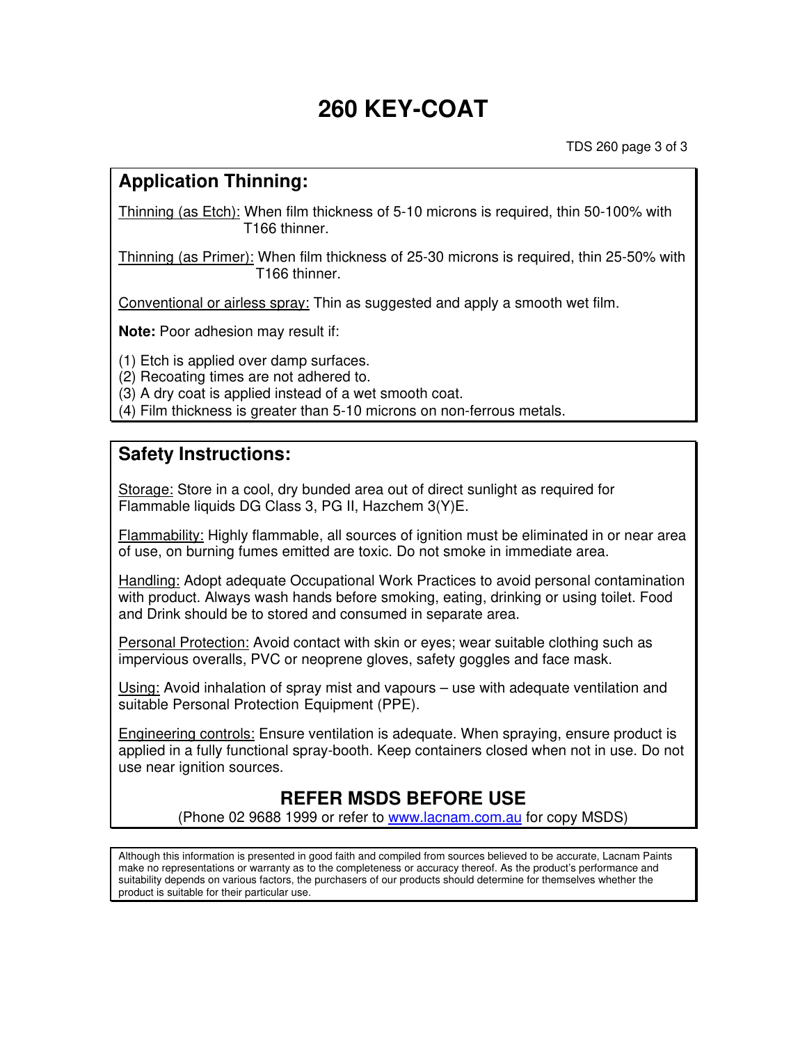# 260 KEY-COAT

## Application Thinning:

Thinning (as Etch): When film thickness of 5-10 microns is required, thin 50-100% with T166 thinner.

Thinning (as Primer): When film thickness of 25-30 microns is required, thin 25-50% with T166 thinner.

Conventional or airless spray: Thin as suggested and apply a smooth wet film.

**Note:** Poor adhesion may result if:

(1) Etch is applied over damp surfaces.
(2) Recoating times are not adhered to.
(3) A dry coat is applied instead of a wet smooth coat.
(4) Film thickness is greater than 5-10 microns on non-ferrous metals.

## Safety Instructions:

Storage: Store in a cool, dry bunded area out of direct sunlight as required for Flammable liquids DG Class 3, PG II, Hazchem 3(Y)E.

Flammability: Highly flammable, all sources of ignition must be eliminated in or near area of use, on burning fumes emitted are toxic. Do not smoke in immediate area.

Handling: Adopt adequate Occupational Work Practices to avoid personal contamination with product. Always wash hands before smoking, eating, drinking or using toilet. Food and Drink should be to stored and consumed in separate area.

Personal Protection: Avoid contact with skin or eyes; wear suitable clothing such as impervious overalls, PVC or neoprene gloves, safety goggles and face mask.

Using: Avoid inhalation of spray mist and vapours – use with adequate ventilation and suitable Personal Protection Equipment (PPE).

Engineering controls: Ensure ventilation is adequate. When spraying, ensure product is applied in a fully functional spray-booth. Keep containers closed when not in use. Do not use near ignition sources.

### REFER MSDS BEFORE USE

(Phone 02 9688 1999 or refer to www.lacnam.com.au for copy MSDS)

Although this information is presented in good faith and compiled from sources believed to be accurate, Lacnam Paints make no representations or warranty as to the completeness or accuracy thereof. As the product's performance and suitability depends on various factors, the purchasers of our products should determine for themselves whether the product is suitable for their particular use.